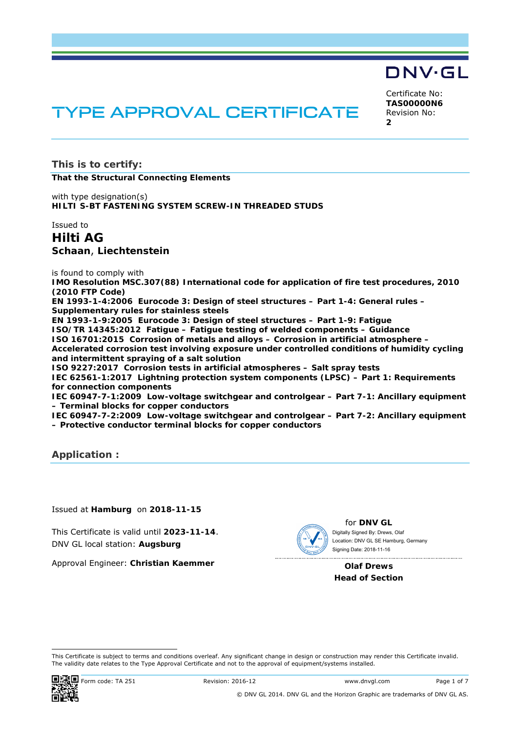DNV·GL

# TYPE APPROVAL CERTIFICATE

Certificate No:
**TAS00000N6**
Revision No:
**2**

## This is to certify:

**That the Structural Connecting Elements**

with type designation(s)
**HILTI S-BT FASTENING SYSTEM SCREW-IN THREADED STUDS**

Issued to
**Hilti AG**
**Schaan, Liechtenstein**

is found to comply with
**IMO Resolution MSC.307(88) International code for application of fire test procedures, 2010 (2010 FTP Code)**
**EN 1993-1-4:2006 Eurocode 3: Design of steel structures – Part 1-4: General rules – Supplementary rules for stainless steels**
**EN 1993-1-9:2005 Eurocode 3: Design of steel structures – Part 1-9: Fatigue**
**ISO/TR 14345:2012 Fatigue – Fatigue testing of welded components – Guidance**
**ISO 16701:2015 Corrosion of metals and alloys – Corrosion in artificial atmosphere – Accelerated corrosion test involving exposure under controlled conditions of humidity cycling and intermittent spraying of a salt solution**
**ISO 9227:2017 Corrosion tests in artificial atmospheres – Salt spray tests**
**IEC 62561-1:2017 Lightning protection system components (LPSC) – Part 1: Requirements for connection components**
**IEC 60947-7-1:2009 Low-voltage switchgear and controlgear – Part 7-1: Ancillary equipment – Terminal blocks for copper conductors**
**IEC 60947-7-2:2009 Low-voltage switchgear and controlgear – Part 7-2: Ancillary equipment – Protective conductor terminal blocks for copper conductors**

## Application :

Issued at **Hamburg** on **2018-11-15**

This Certificate is valid until **2023-11-14**.
DNV GL local station: **Augsburg**

Approval Engineer: **Christian Kaemmer**

for **DNV GL**
Digitally Signed By: Drews, Olaf
Location: DNV GL SE Hamburg, Germany
Signing Date: 2018-11-16

**Olaf Drews**
**Head of Section**

This Certificate is subject to terms and conditions overleaf. Any significant change in design or construction may render this Certificate invalid. The validity date relates to the Type Approval Certificate and not to the approval of equipment/systems installed.

Form code: TA 251 Revision: 2016-12 www.dnvgl.com

© DNV GL 2014. DNV GL and the Horizon Graphic are trademarks of DNV GL AS.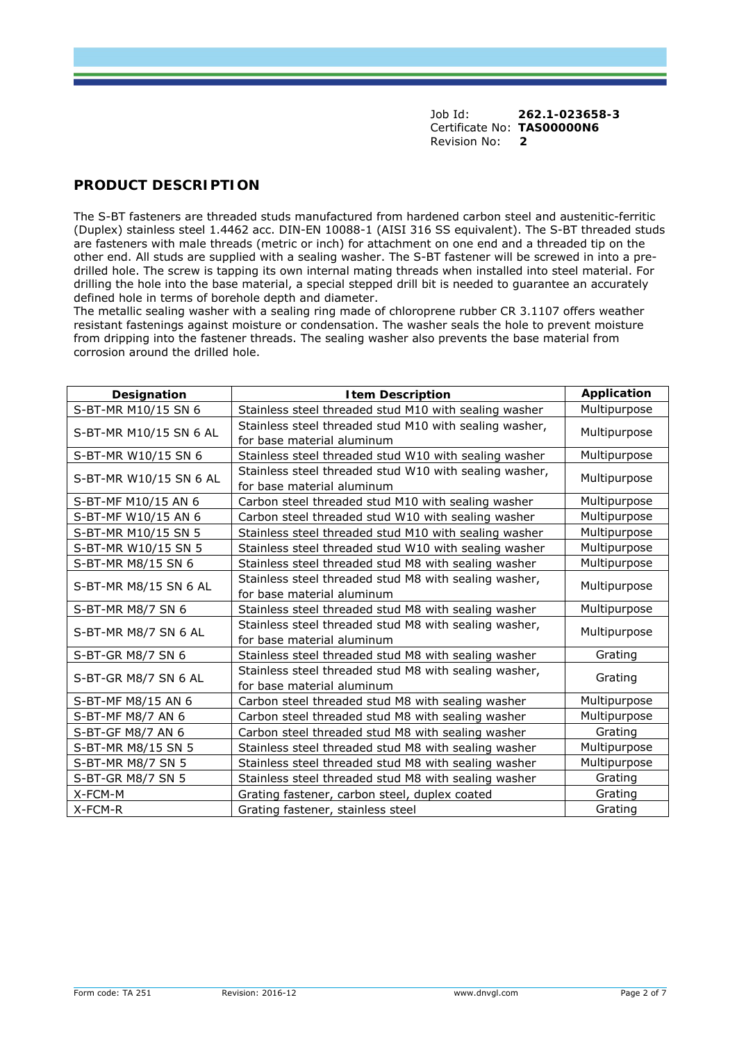Job Id: **262.1-023658-3**
Certificate No: **TAS00000N6**
Revision No: **2**

## PRODUCT DESCRIPTION

The S-BT fasteners are threaded studs manufactured from hardened carbon steel and austenitic-ferritic (Duplex) stainless steel 1.4462 acc. DIN-EN 10088-1 (AISI 316 SS equivalent). The S-BT threaded studs are fasteners with male threads (metric or inch) for attachment on one end and a threaded tip on the other end. All studs are supplied with a sealing washer. The S-BT fastener will be screwed in into a pre-drilled hole. The screw is tapping its own internal mating threads when installed into steel material. For drilling the hole into the base material, a special stepped drill bit is needed to guarantee an accurately defined hole in terms of borehole depth and diameter.
The metallic sealing washer with a sealing ring made of chloroprene rubber CR 3.1107 offers weather resistant fastenings against moisture or condensation. The washer seals the hole to prevent moisture from dripping into the fastener threads. The sealing washer also prevents the base material from corrosion around the drilled hole.

| Designation | Item Description | Application |
|---|---|---|
| S-BT-MR M10/15 SN 6 | Stainless steel threaded stud M10 with sealing washer | Multipurpose |
| S-BT-MR M10/15 SN 6 AL | Stainless steel threaded stud M10 with sealing washer, for base material aluminum | Multipurpose |
| S-BT-MR W10/15 SN 6 | Stainless steel threaded stud W10 with sealing washer | Multipurpose |
| S-BT-MR W10/15 SN 6 AL | Stainless steel threaded stud W10 with sealing washer, for base material aluminum | Multipurpose |
| S-BT-MF M10/15 AN 6 | Carbon steel threaded stud M10 with sealing washer | Multipurpose |
| S-BT-MF W10/15 AN 6 | Carbon steel threaded stud W10 with sealing washer | Multipurpose |
| S-BT-MR M10/15 SN 5 | Stainless steel threaded stud M10 with sealing washer | Multipurpose |
| S-BT-MR W10/15 SN 5 | Stainless steel threaded stud W10 with sealing washer | Multipurpose |
| S-BT-MR M8/15 SN 6 | Stainless steel threaded stud M8 with sealing washer | Multipurpose |
| S-BT-MR M8/15 SN 6 AL | Stainless steel threaded stud M8 with sealing washer, for base material aluminum | Multipurpose |
| S-BT-MR M8/7 SN 6 | Stainless steel threaded stud M8 with sealing washer | Multipurpose |
| S-BT-MR M8/7 SN 6 AL | Stainless steel threaded stud M8 with sealing washer, for base material aluminum | Multipurpose |
| S-BT-GR M8/7 SN 6 | Stainless steel threaded stud M8 with sealing washer | Grating |
| S-BT-GR M8/7 SN 6 AL | Stainless steel threaded stud M8 with sealing washer, for base material aluminum | Grating |
| S-BT-MF M8/15 AN 6 | Carbon steel threaded stud M8 with sealing washer | Multipurpose |
| S-BT-MF M8/7 AN 6 | Carbon steel threaded stud M8 with sealing washer | Multipurpose |
| S-BT-GF M8/7 AN 6 | Carbon steel threaded stud M8 with sealing washer | Grating |
| S-BT-MR M8/15 SN 5 | Stainless steel threaded stud M8 with sealing washer | Multipurpose |
| S-BT-MR M8/7 SN 5 | Stainless steel threaded stud M8 with sealing washer | Multipurpose |
| S-BT-GR M8/7 SN 5 | Stainless steel threaded stud M8 with sealing washer | Grating |
| X-FCM-M | Grating fastener, carbon steel, duplex coated | Grating |
| X-FCM-R | Grating fastener, stainless steel | Grating |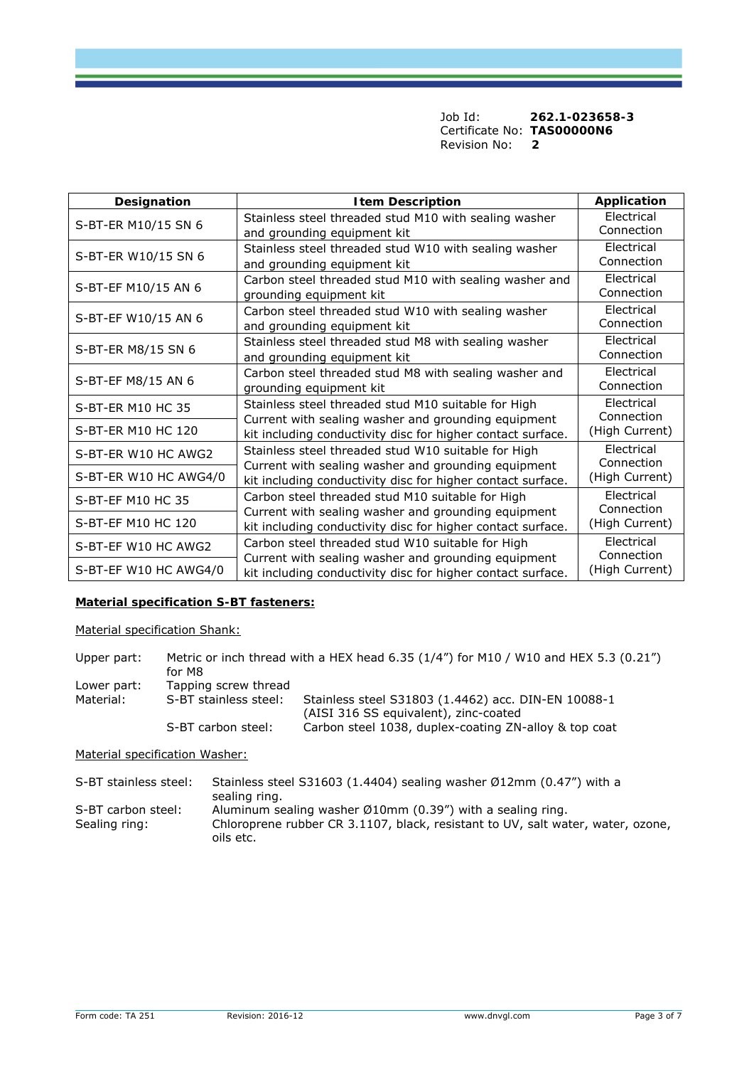Job Id: **262.1-023658-3**
Certificate No: **TAS00000N6**
Revision No: **2**

| Designation | Item Description | Application |
|---|---|---|
| S-BT-ER M10/15 SN 6 | Stainless steel threaded stud M10 with sealing washer and grounding equipment kit | Electrical Connection |
| S-BT-ER W10/15 SN 6 | Stainless steel threaded stud W10 with sealing washer and grounding equipment kit | Electrical Connection |
| S-BT-EF M10/15 AN 6 | Carbon steel threaded stud M10 with sealing washer and grounding equipment kit | Electrical Connection |
| S-BT-EF W10/15 AN 6 | Carbon steel threaded stud W10 with sealing washer and grounding equipment kit | Electrical Connection |
| S-BT-ER M8/15 SN 6 | Stainless steel threaded stud M8 with sealing washer and grounding equipment kit | Electrical Connection |
| S-BT-EF M8/15 AN 6 | Carbon steel threaded stud M8 with sealing washer and grounding equipment kit | Electrical Connection |
| S-BT-ER M10 HC 35 | Stainless steel threaded stud M10 suitable for High Current with sealing washer and grounding equipment kit including conductivity disc for higher contact surface. | Electrical Connection (High Current) |
| S-BT-ER M10 HC 120 | | |
| S-BT-ER W10 HC AWG2 | Stainless steel threaded stud W10 suitable for High Current with sealing washer and grounding equipment kit including conductivity disc for higher contact surface. | Electrical Connection (High Current) |
| S-BT-ER W10 HC AWG4/0 | | |
| S-BT-EF M10 HC 35 | Carbon steel threaded stud M10 suitable for High Current with sealing washer and grounding equipment kit including conductivity disc for higher contact surface. | Electrical Connection (High Current) |
| S-BT-EF M10 HC 120 | | |
| S-BT-EF W10 HC AWG2 | Carbon steel threaded stud W10 suitable for High Current with sealing washer and grounding equipment kit including conductivity disc for higher contact surface. | Electrical Connection (High Current) |
| S-BT-EF W10 HC AWG4/0 | | |

**Material specification S-BT fasteners:**

Material specification Shank:

Upper part: Metric or inch thread with a HEX head 6.35 (1/4") for M10 / W10 and HEX 5.3 (0.21") for M8

Lower part: Tapping screw thread

Material:
- S-BT stainless steel: Stainless steel S31803 (1.4462) acc. DIN-EN 10088-1 (AISI 316 SS equivalent), zinc-coated
- S-BT carbon steel: Carbon steel 1038, duplex-coating ZN-alloy & top coat

Material specification Washer:

S-BT stainless steel: Stainless steel S31603 (1.4404) sealing washer Ø12mm (0.47") with a sealing ring.

S-BT carbon steel: Aluminum sealing washer Ø10mm (0.39") with a sealing ring.

Sealing ring: Chloroprene rubber CR 3.1107, black, resistant to UV, salt water, water, ozone, oils etc.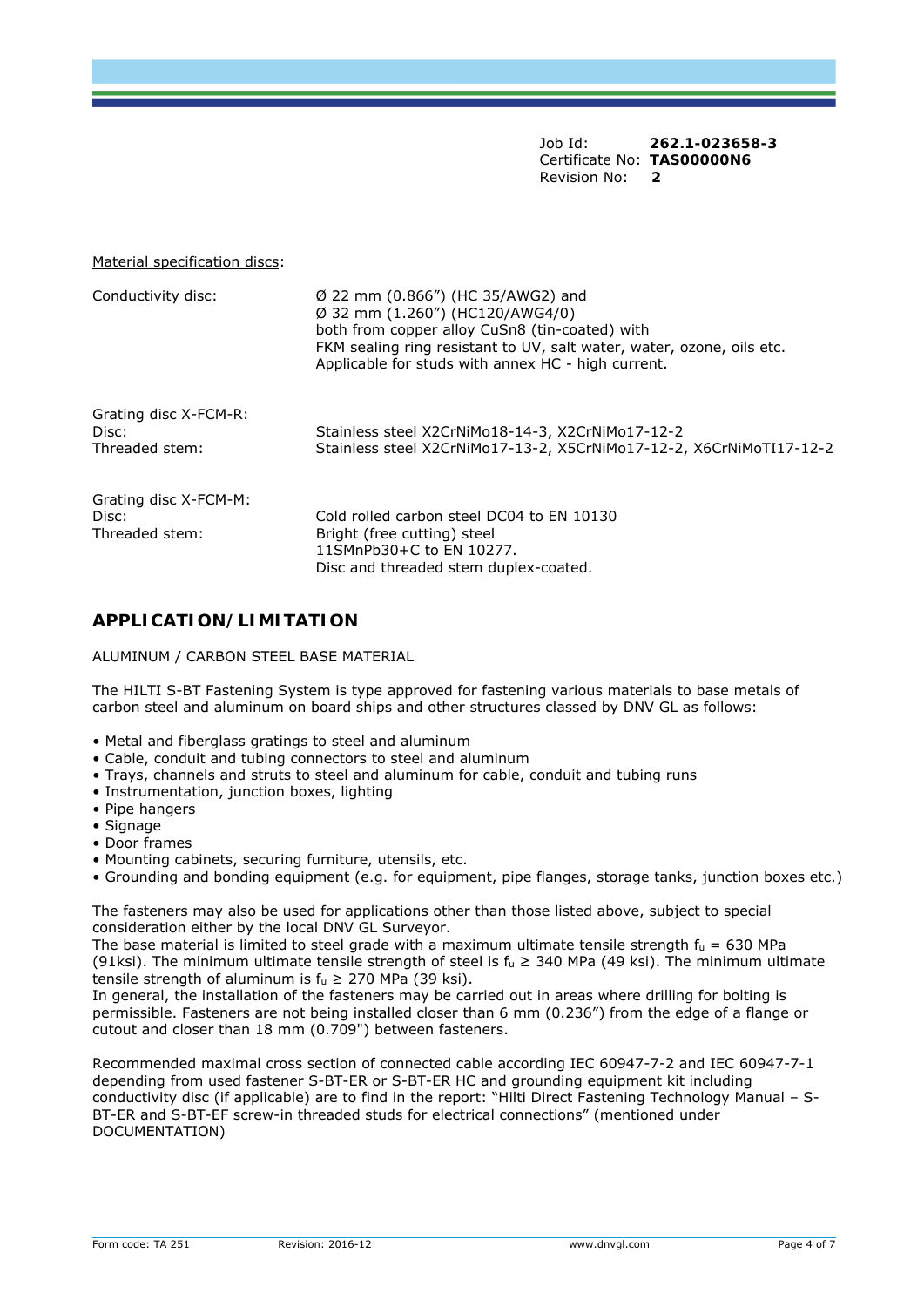Job Id: **262.1-023658-3**
Certificate No: **TAS00000N6**
Revision No: **2**

Material specification discs:

| | |
|---|---|
| Conductivity disc: | Ø 22 mm (0.866”) (HC 35/AWG2) and<br>Ø 32 mm (1.260”) (HC120/AWG4/0)<br>both from copper alloy CuSn8 (tin-coated) with<br>FKM sealing ring resistant to UV, salt water, water, ozone, oils etc.<br>Applicable for studs with annex HC - high current. |
| Grating disc X-FCM-R: | |
| Disc: | Stainless steel X2CrNiMo18-14-3, X2CrNiMo17-12-2 |
| Threaded stem: | Stainless steel X2CrNiMo17-13-2, X5CrNiMo17-12-2, X6CrNiMoTI17-12-2 |
| Grating disc X-FCM-M: | |
| Disc: | Cold rolled carbon steel DC04 to EN 10130 |
| Threaded stem: | Bright (free cutting) steel<br>11SMnPb30+C to EN 10277.<br>Disc and threaded stem duplex-coated. |

## APPLICATION/LIMITATION

ALUMINUM / CARBON STEEL BASE MATERIAL

The HILTI S-BT Fastening System is type approved for fastening various materials to base metals of carbon steel and aluminum on board ships and other structures classed by DNV GL as follows:

- Metal and fiberglass gratings to steel and aluminum
- Cable, conduit and tubing connectors to steel and aluminum
- Trays, channels and struts to steel and aluminum for cable, conduit and tubing runs
- Instrumentation, junction boxes, lighting
- Pipe hangers
- Signage
- Door frames
- Mounting cabinets, securing furniture, utensils, etc.
- Grounding and bonding equipment (e.g. for equipment, pipe flanges, storage tanks, junction boxes etc.)

The fasteners may also be used for applications other than those listed above, subject to special consideration either by the local DNV GL Surveyor.
The base material is limited to steel grade with a maximum ultimate tensile strength $f_u$ = 630 MPa (91ksi). The minimum ultimate tensile strength of steel is $f_u \geq 340$ MPa (49 ksi). The minimum ultimate tensile strength of aluminum is $f_u \geq 270$ MPa (39 ksi).
In general, the installation of the fasteners may be carried out in areas where drilling for bolting is permissible. Fasteners are not being installed closer than 6 mm (0.236”) from the edge of a flange or cutout and closer than 18 mm (0.709") between fasteners.

Recommended maximal cross section of connected cable according IEC 60947-7-2 and IEC 60947-7-1 depending from used fastener S-BT-ER or S-BT-ER HC and grounding equipment kit including conductivity disc (if applicable) are to find in the report: “Hilti Direct Fastening Technology Manual – S-BT-ER and S-BT-EF screw-in threaded studs for electrical connections” (mentioned under DOCUMENTATION)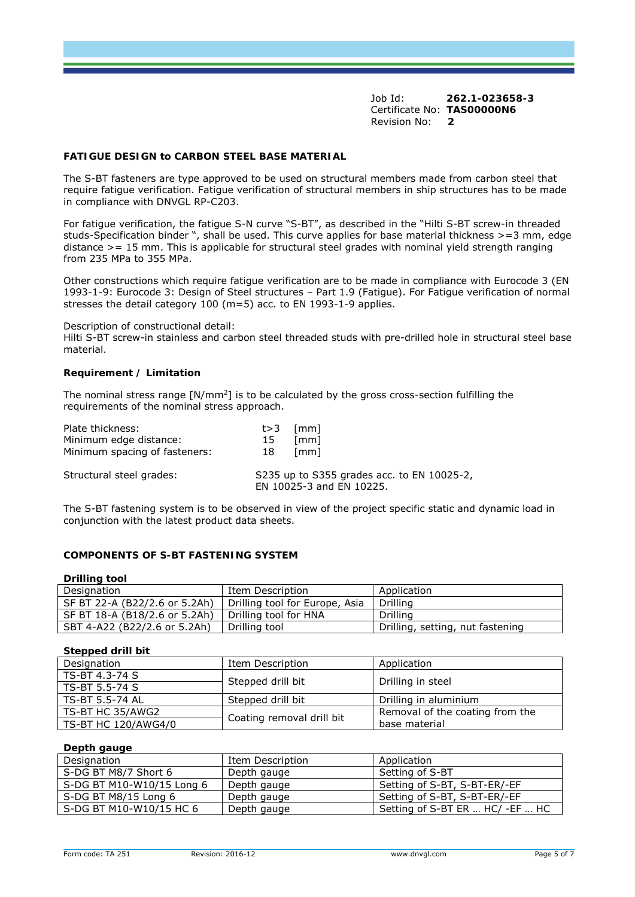Job Id: **262.1-023658-3**
Certificate No: **TAS00000N6**
Revision No: **2**

## FATIGUE DESIGN to CARBON STEEL BASE MATERIAL

The S-BT fasteners are type approved to be used on structural members made from carbon steel that require fatigue verification. Fatigue verification of structural members in ship structures has to be made in compliance with DNVGL RP-C203.

For fatigue verification, the fatigue S-N curve "S-BT", as described in the "Hilti S-BT screw-in threaded studs-Specification binder ", shall be used. This curve applies for base material thickness >=3 mm, edge distance >= 15 mm. This is applicable for structural steel grades with nominal yield strength ranging from 235 MPa to 355 MPa.

Other constructions which require fatigue verification are to be made in compliance with Eurocode 3 (EN 1993-1-9: Eurocode 3: Design of Steel structures – Part 1.9 (Fatigue). For Fatigue verification of normal stresses the detail category 100 (m=5) acc. to EN 1993-1-9 applies.

Description of constructional detail:
Hilti S-BT screw-in stainless and carbon steel threaded studs with pre-drilled hole in structural steel base material.

### Requirement / Limitation

The nominal stress range [N/mm$^2$] is to be calculated by the gross cross-section fulfilling the requirements of the nominal stress approach.

| | | |
|---|---|---|
| Plate thickness: | t>3 | [mm] |
| Minimum edge distance: | 15 | [mm] |
| Minimum spacing of fasteners: | 18 | [mm] |

Structural steel grades: S235 up to S355 grades acc. to EN 10025-2, EN 10025-3 and EN 10225.

The S-BT fastening system is to be observed in view of the project specific static and dynamic load in conjunction with the latest product data sheets.

## COMPONENTS OF S-BT FASTENING SYSTEM

**Drilling tool**

| Designation | Item Description | Application |
|---|---|---|
| SF BT 22-A (B22/2.6 or 5.2Ah) | Drilling tool for Europe, Asia | Drilling |
| SF BT 18-A (B18/2.6 or 5.2Ah) | Drilling tool for HNA | Drilling |
| SBT 4-A22 (B22/2.6 or 5.2Ah) | Drilling tool | Drilling, setting, nut fastening |

**Stepped drill bit**

| Designation | Item Description | Application |
|---|---|---|
| TS-BT 4.3-74 S | Stepped drill bit | Drilling in steel |
| TS-BT 5.5-74 S | | |
| TS-BT 5.5-74 AL | Stepped drill bit | Drilling in aluminium |
| TS-BT HC 35/AWG2 | Coating removal drill bit | Removal of the coating from the base material |
| TS-BT HC 120/AWG4/0 | | |

**Depth gauge**

| Designation | Item Description | Application |
|---|---|---|
| S-DG BT M8/7 Short 6 | Depth gauge | Setting of S-BT |
| S-DG BT M10-W10/15 Long 6 | Depth gauge | Setting of S-BT, S-BT-ER/-EF |
| S-DG BT M8/15 Long 6 | Depth gauge | Setting of S-BT, S-BT-ER/-EF |
| S-DG BT M10-W10/15 HC 6 | Depth gauge | Setting of S-BT ER … HC/ -EF … HC |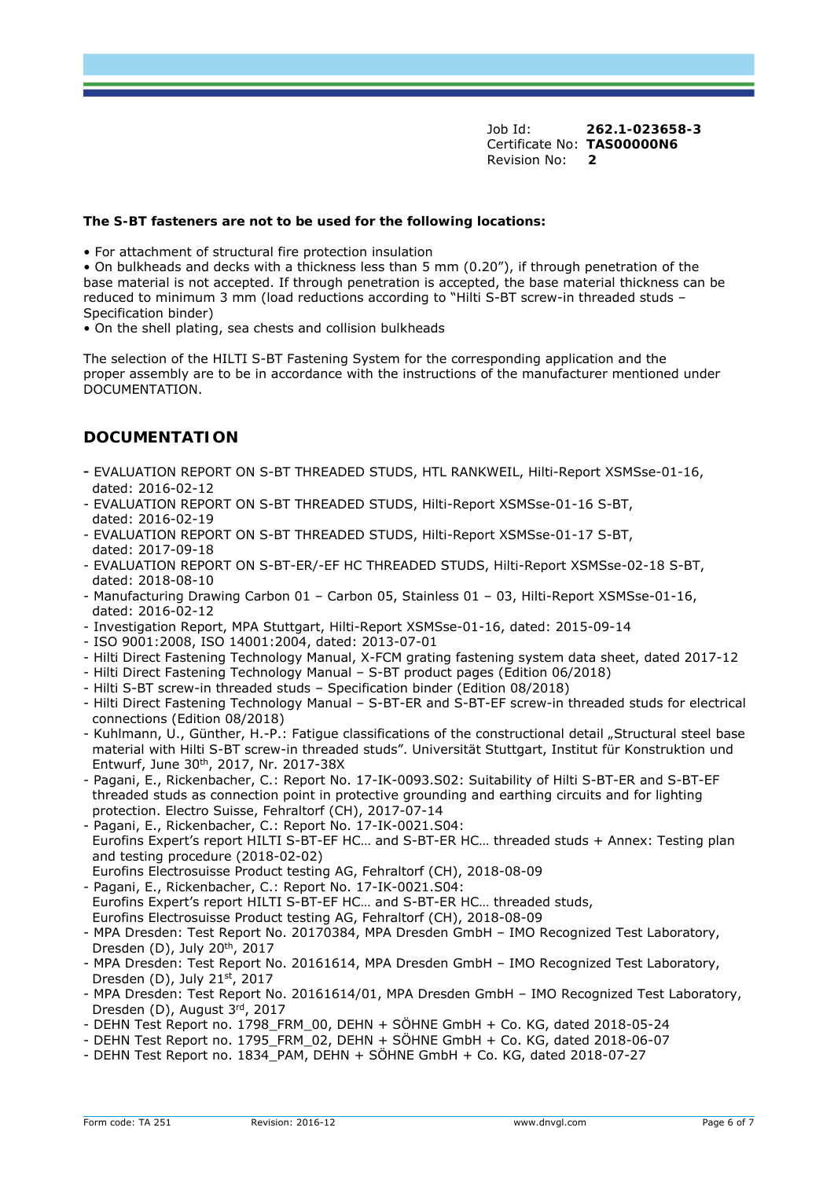Job Id: **262.1-023658-3**
Certificate No: **TAS00000N6**
Revision No: **2**

**The S-BT fasteners are not to be used for the following locations:**

- For attachment of structural fire protection insulation
- On bulkheads and decks with a thickness less than 5 mm (0.20"), if through penetration of the base material is not accepted. If through penetration is accepted, the base material thickness can be reduced to minimum 3 mm (load reductions according to "Hilti S-BT screw-in threaded studs – Specification binder)
- On the shell plating, sea chests and collision bulkheads

The selection of the HILTI S-BT Fastening System for the corresponding application and the proper assembly are to be in accordance with the instructions of the manufacturer mentioned under DOCUMENTATION.

## DOCUMENTATION

- EVALUATION REPORT ON S-BT THREADED STUDS, HTL RANKWEIL, Hilti-Report XSMSse-01-16, dated: 2016-02-12
- EVALUATION REPORT ON S-BT THREADED STUDS, Hilti-Report XSMSse-01-16 S-BT, dated: 2016-02-19
- EVALUATION REPORT ON S-BT THREADED STUDS, Hilti-Report XSMSse-01-17 S-BT, dated: 2017-09-18
- EVALUATION REPORT ON S-BT-ER/-EF HC THREADED STUDS, Hilti-Report XSMSse-02-18 S-BT, dated: 2018-08-10
- Manufacturing Drawing Carbon 01 – Carbon 05, Stainless 01 – 03, Hilti-Report XSMSse-01-16, dated: 2016-02-12
- Investigation Report, MPA Stuttgart, Hilti-Report XSMSse-01-16, dated: 2015-09-14
- ISO 9001:2008, ISO 14001:2004, dated: 2013-07-01
- Hilti Direct Fastening Technology Manual, X-FCM grating fastening system data sheet, dated 2017-12
- Hilti Direct Fastening Technology Manual – S-BT product pages (Edition 06/2018)
- Hilti S-BT screw-in threaded studs – Specification binder (Edition 08/2018)
- Hilti Direct Fastening Technology Manual – S-BT-ER and S-BT-EF screw-in threaded studs for electrical connections (Edition 08/2018)
- Kuhlmann, U., Günther, H.-P.: Fatigue classifications of the constructional detail „Structural steel base material with Hilti S-BT screw-in threaded studs". Universität Stuttgart, Institut für Konstruktion und Entwurf, June 30th, 2017, Nr. 2017-38X
- Pagani, E., Rickenbacher, C.: Report No. 17-IK-0093.S02: Suitability of Hilti S-BT-ER and S-BT-EF threaded studs as connection point in protective grounding and earthing circuits and for lighting protection. Electro Suisse, Fehraltorf (CH), 2017-07-14
- Pagani, E., Rickenbacher, C.: Report No. 17-IK-0021.S04: Eurofins Expert's report HILTI S-BT-EF HC… and S-BT-ER HC… threaded studs + Annex: Testing plan and testing procedure (2018-02-02) Eurofins Electrosuisse Product testing AG, Fehraltorf (CH), 2018-08-09
- Pagani, E., Rickenbacher, C.: Report No. 17-IK-0021.S04: Eurofins Expert's report HILTI S-BT-EF HC… and S-BT-ER HC… threaded studs, Eurofins Electrosuisse Product testing AG, Fehraltorf (CH), 2018-08-09
- MPA Dresden: Test Report No. 20170384, MPA Dresden GmbH – IMO Recognized Test Laboratory, Dresden (D), July 20th, 2017
- MPA Dresden: Test Report No. 20161614, MPA Dresden GmbH – IMO Recognized Test Laboratory, Dresden (D), July 21st, 2017
- MPA Dresden: Test Report No. 20161614/01, MPA Dresden GmbH – IMO Recognized Test Laboratory, Dresden (D), August 3rd, 2017
- DEHN Test Report no. 1798_FRM_00, DEHN + SÖHNE GmbH + Co. KG, dated 2018-05-24
- DEHN Test Report no. 1795_FRM_02, DEHN + SÖHNE GmbH + Co. KG, dated 2018-06-07
- DEHN Test Report no. 1834_PAM, DEHN + SÖHNE GmbH + Co. KG, dated 2018-07-27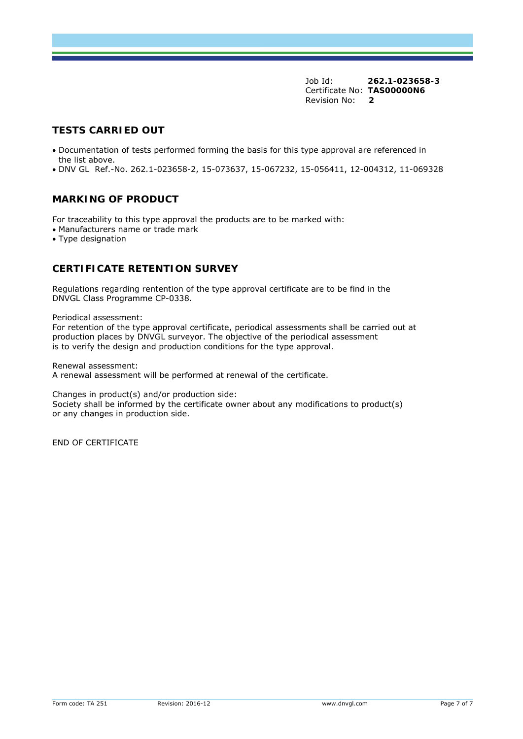Job Id: **262.1-023658-3**
Certificate No: **TAS00000N6**
Revision No: **2**

## TESTS CARRIED OUT

- Documentation of tests performed forming the basis for this type approval are referenced in the list above.
- DNV GL Ref.-No. 262.1-023658-2, 15-073637, 15-067232, 15-056411, 12-004312, 11-069328

## MARKING OF PRODUCT

For traceability to this type approval the products are to be marked with:

- Manufacturers name or trade mark
- Type designation

## CERTIFICATE RETENTION SURVEY

Regulations regarding rentention of the type approval certificate are to be find in the DNVGL Class Programme CP-0338.

Periodical assessment:
For retention of the type approval certificate, periodical assessments shall be carried out at production places by DNVGL surveyor. The objective of the periodical assessment is to verify the design and production conditions for the type approval.

Renewal assessment:
A renewal assessment will be performed at renewal of the certificate.

Changes in product(s) and/or production side:
Society shall be informed by the certificate owner about any modifications to product(s) or any changes in production side.

END OF CERTIFICATE